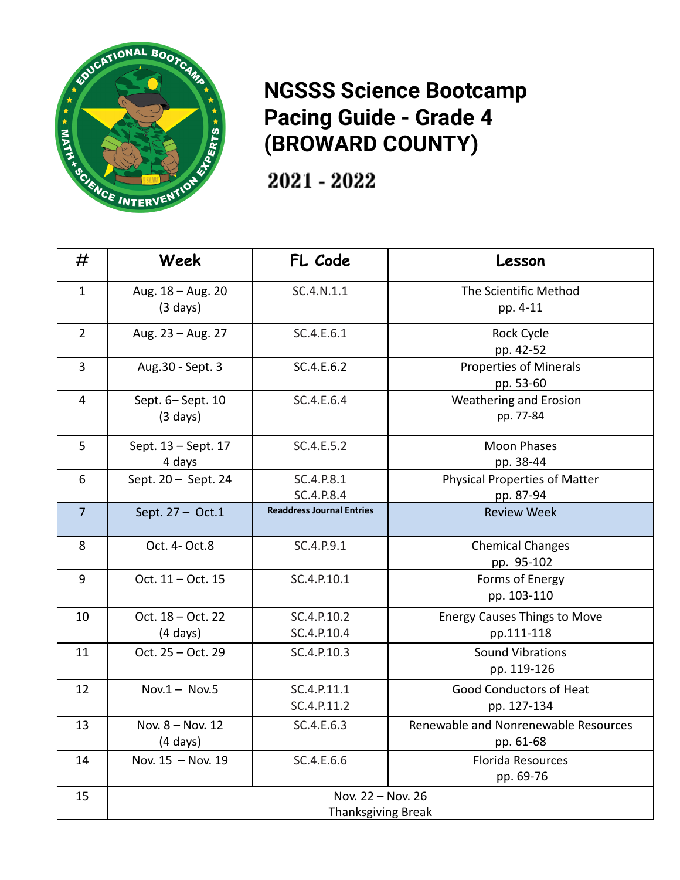# NGSSS Science Bootcamp Pacing Guide - Grade 4 (BROWARD COUNTY)

## 2021 - 2022

| # | Week | FL Code | Lesson |
|---|---|---|---|
| 1 | Aug. 18 – Aug. 20 (3 days) | SC.4.N.1.1 | The Scientific Method pp. 4-11 |
| 2 | Aug. 23 – Aug. 27 | SC.4.E.6.1 | Rock Cycle pp. 42-52 |
| 3 | Aug.30 - Sept. 3 | SC.4.E.6.2 | Properties of Minerals pp. 53-60 |
| 4 | Sept. 6– Sept. 10 (3 days) | SC.4.E.6.4 | Weathering and Erosion pp. 77-84 |
| 5 | Sept. 13 – Sept. 17 4 days | SC.4.E.5.2 | Moon Phases pp. 38-44 |
| 6 | Sept. 20 – Sept. 24 | SC.4.P.8.1 SC.4.P.8.4 | Physical Properties of Matter pp. 87-94 |
| 7 | Sept. 27 – Oct.1 | **Readdress Journal Entries** | Review Week |
| 8 | Oct. 4- Oct.8 | SC.4.P.9.1 | Chemical Changes pp. 95-102 |
| 9 | Oct. 11 – Oct. 15 | SC.4.P.10.1 | Forms of Energy pp. 103-110 |
| 10 | Oct. 18 – Oct. 22 (4 days) | SC.4.P.10.2 SC.4.P.10.4 | Energy Causes Things to Move pp.111-118 |
| 11 | Oct. 25 – Oct. 29 | SC.4.P.10.3 | Sound Vibrations pp. 119-126 |
| 12 | Nov.1 – Nov.5 | SC.4.P.11.1 SC.4.P.11.2 | Good Conductors of Heat pp. 127-134 |
| 13 | Nov. 8 – Nov. 12 (4 days) | SC.4.E.6.3 | Renewable and Nonrenewable Resources pp. 61-68 |
| 14 | Nov. 15 – Nov. 19 | SC.4.E.6.6 | Florida Resources pp. 69-76 |
| 15 | Nov. 22 – Nov. 26 Thanksgiving Break | | |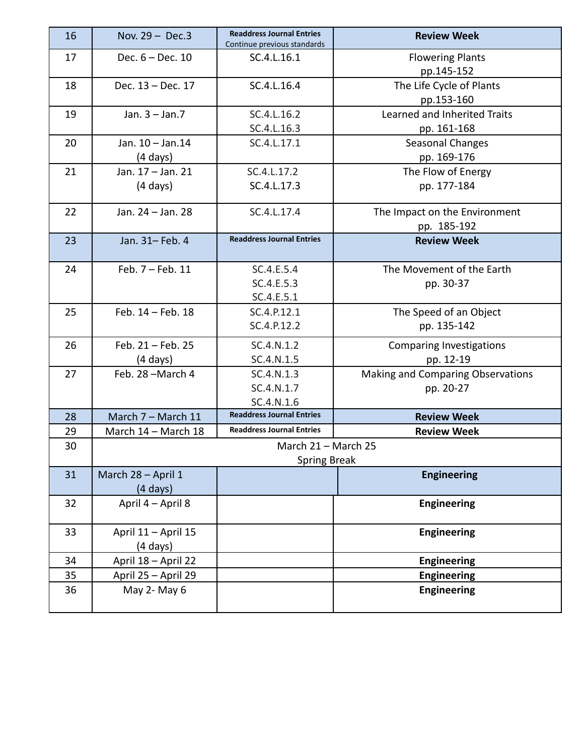| | | | |
|---|---|---|---|
| 16 | Nov. 29 – Dec.3 | **Readdress Journal Entries** Continue previous standards | **Review Week** |
| 17 | Dec. 6 – Dec. 10 | SC.4.L.16.1 | Flowering Plants pp.145-152 |
| 18 | Dec. 13 – Dec. 17 | SC.4.L.16.4 | The Life Cycle of Plants pp.153-160 |
| 19 | Jan. 3 – Jan.7 | SC.4.L.16.2 SC.4.L.16.3 | Learned and Inherited Traits pp. 161-168 |
| 20 | Jan. 10 – Jan.14 (4 days) | SC.4.L.17.1 | Seasonal Changes pp. 169-176 |
| 21 | Jan. 17 – Jan. 21 (4 days) | SC.4.L.17.2 SC.4.L.17.3 | The Flow of Energy pp. 177-184 |
| 22 | Jan. 24 – Jan. 28 | SC.4.L.17.4 | The Impact on the Environment pp. 185-192 |
| 23 | Jan. 31– Feb. 4 | **Readdress Journal Entries** | **Review Week** |
| 24 | Feb. 7 – Feb. 11 | SC.4.E.5.4 SC.4.E.5.3 SC.4.E.5.1 | The Movement of the Earth pp. 30-37 |
| 25 | Feb. 14 – Feb. 18 | SC.4.P.12.1 SC.4.P.12.2 | The Speed of an Object pp. 135-142 |
| 26 | Feb. 21 – Feb. 25 (4 days) | SC.4.N.1.2 SC.4.N.1.5 | Comparing Investigations pp. 12-19 |
| 27 | Feb. 28 –March 4 | SC.4.N.1.3 SC.4.N.1.7 SC.4.N.1.6 | Making and Comparing Observations pp. 20-27 |
| 28 | March 7 – March 11 | **Readdress Journal Entries** | **Review Week** |
| 29 | March 14 – March 18 | **Readdress Journal Entries** | **Review Week** |
| 30 | March 21 – March 25 Spring Break | | |
| 31 | March 28 – April 1 (4 days) | | **Engineering** |
| 32 | April 4 – April 8 | | **Engineering** |
| 33 | April 11 – April 15 (4 days) | | **Engineering** |
| 34 | April 18 – April 22 | | **Engineering** |
| 35 | April 25 – April 29 | | **Engineering** |
| 36 | May 2- May 6 | | **Engineering** |